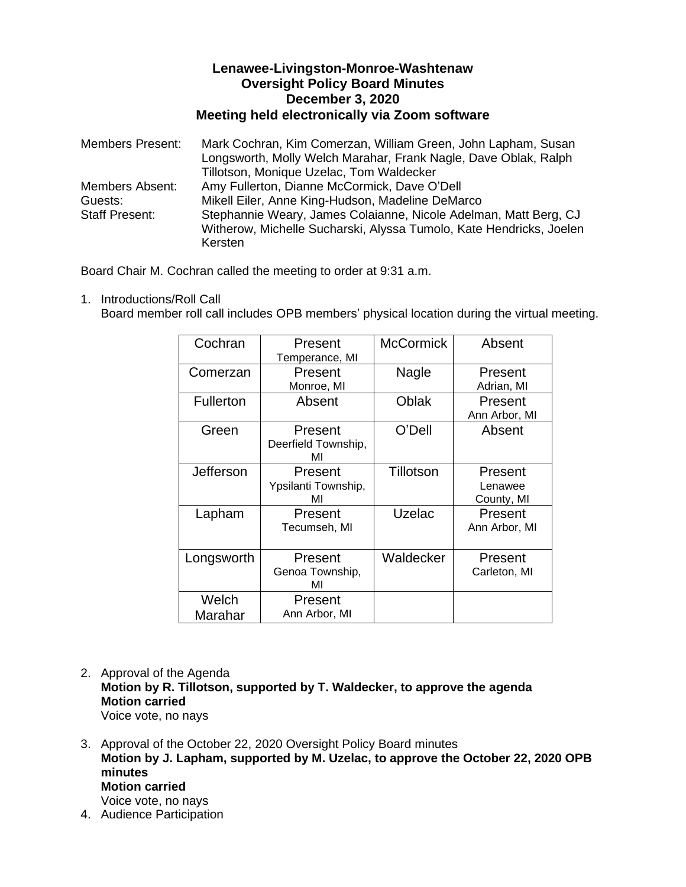# Lenawee-Livingston-Monroe-Washtenaw
## Oversight Policy Board Minutes
## December 3, 2020
## Meeting held electronically via Zoom software

Members Present: Mark Cochran, Kim Comerzan, William Green, John Lapham, Susan Longsworth, Molly Welch Marahar, Frank Nagle, Dave Oblak, Ralph Tillotson, Monique Uzelac, Tom Waldecker

Members Absent: Amy Fullerton, Dianne McCormick, Dave O'Dell

Guests: Mikell Eiler, Anne King-Hudson, Madeline DeMarco

Staff Present: Stephannie Weary, James Colaianne, Nicole Adelman, Matt Berg, CJ Witherow, Michelle Sucharski, Alyssa Tumolo, Kate Hendricks, Joelen Kersten

Board Chair M. Cochran called the meeting to order at 9:31 a.m.

1. Introductions/Roll Call
   Board member roll call includes OPB members' physical location during the virtual meeting.

| Cochran | Present<br>Temperance, MI | McCormick | Absent |
|---|---|---|---|
| Comerzan | Present<br>Monroe, MI | Nagle | Present<br>Adrian, MI |
| Fullerton | Absent | Oblak | Present<br>Ann Arbor, MI |
| Green | Present<br>Deerfield Township, MI | O'Dell | Absent |
| Jefferson | Present<br>Ypsilanti Township, MI | Tillotson | Present<br>Lenawee County, MI |
| Lapham | Present<br>Tecumseh, MI | Uzelac | Present<br>Ann Arbor, MI |
| Longsworth | Present<br>Genoa Township, MI | Waldecker | Present<br>Carleton, MI |
| Welch Marahar | Present<br>Ann Arbor, MI | | |

2. Approval of the Agenda
   **Motion by R. Tillotson, supported by T. Waldecker, to approve the agenda**
   **Motion carried**
   Voice vote, no nays

3. Approval of the October 22, 2020 Oversight Policy Board minutes
   **Motion by J. Lapham, supported by M. Uzelac, to approve the October 22, 2020 OPB minutes**
   **Motion carried**
   Voice vote, no nays

4. Audience Participation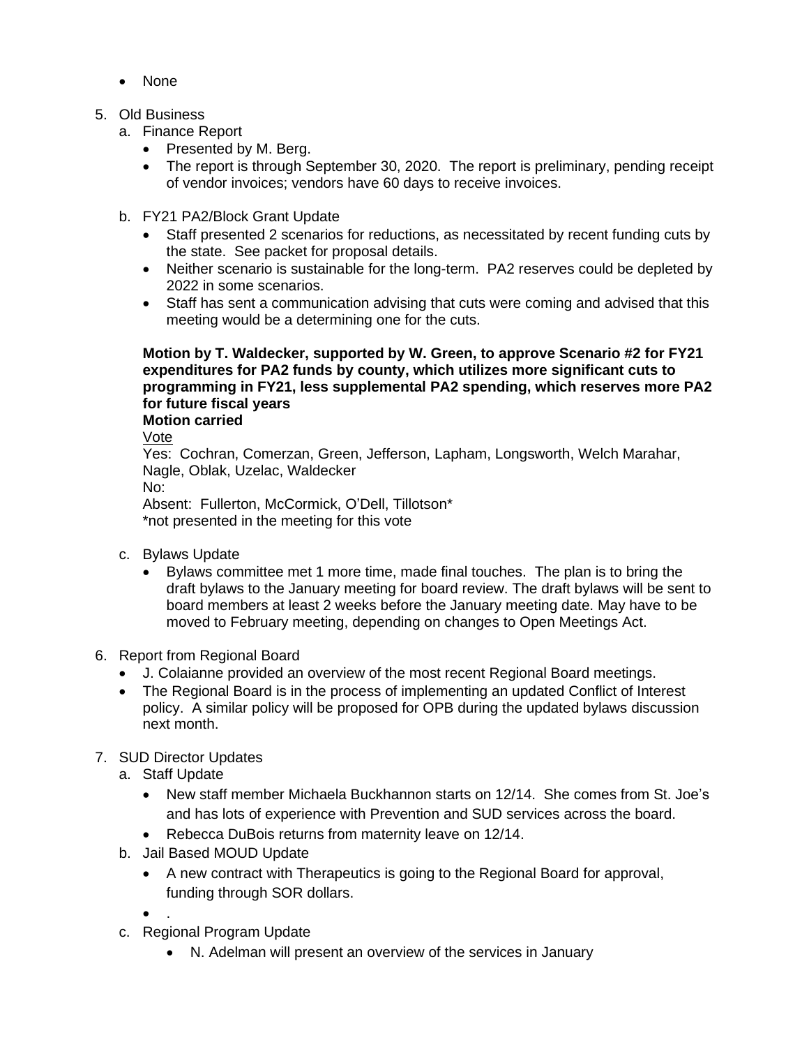- None

5. Old Business
   a. Finance Report
      - Presented by M. Berg.
      - The report is through September 30, 2020. The report is preliminary, pending receipt of vendor invoices; vendors have 60 days to receive invoices.

   b. FY21 PA2/Block Grant Update
      - Staff presented 2 scenarios for reductions, as necessitated by recent funding cuts by the state. See packet for proposal details.
      - Neither scenario is sustainable for the long-term. PA2 reserves could be depleted by 2022 in some scenarios.
      - Staff has sent a communication advising that cuts were coming and advised that this meeting would be a determining one for the cuts.

   **Motion by T. Waldecker, supported by W. Green, to approve Scenario #2 for FY21 expenditures for PA2 funds by county, which utilizes more significant cuts to programming in FY21, less supplemental PA2 spending, which reserves more PA2 for future fiscal years**
   **Motion carried**
   <u>Vote</u>
   Yes: Cochran, Comerzan, Green, Jefferson, Lapham, Longsworth, Welch Marahar, Nagle, Oblak, Uzelac, Waldecker
   No:
   Absent: Fullerton, McCormick, O'Dell, Tillotson*
   *not presented in the meeting for this vote

   c. Bylaws Update
      - Bylaws committee met 1 more time, made final touches. The plan is to bring the draft bylaws to the January meeting for board review. The draft bylaws will be sent to board members at least 2 weeks before the January meeting date. May have to be moved to February meeting, depending on changes to Open Meetings Act.

6. Report from Regional Board
   - J. Colaianne provided an overview of the most recent Regional Board meetings.
   - The Regional Board is in the process of implementing an updated Conflict of Interest policy. A similar policy will be proposed for OPB during the updated bylaws discussion next month.

7. SUD Director Updates
   a. Staff Update
      - New staff member Michaela Buckhannon starts on 12/14. She comes from St. Joe's and has lots of experience with Prevention and SUD services across the board.
      - Rebecca DuBois returns from maternity leave on 12/14.
   b. Jail Based MOUD Update
      - A new contract with Therapeutics is going to the Regional Board for approval, funding through SOR dollars.
      - .
   c. Regional Program Update
      - N. Adelman will present an overview of the services in January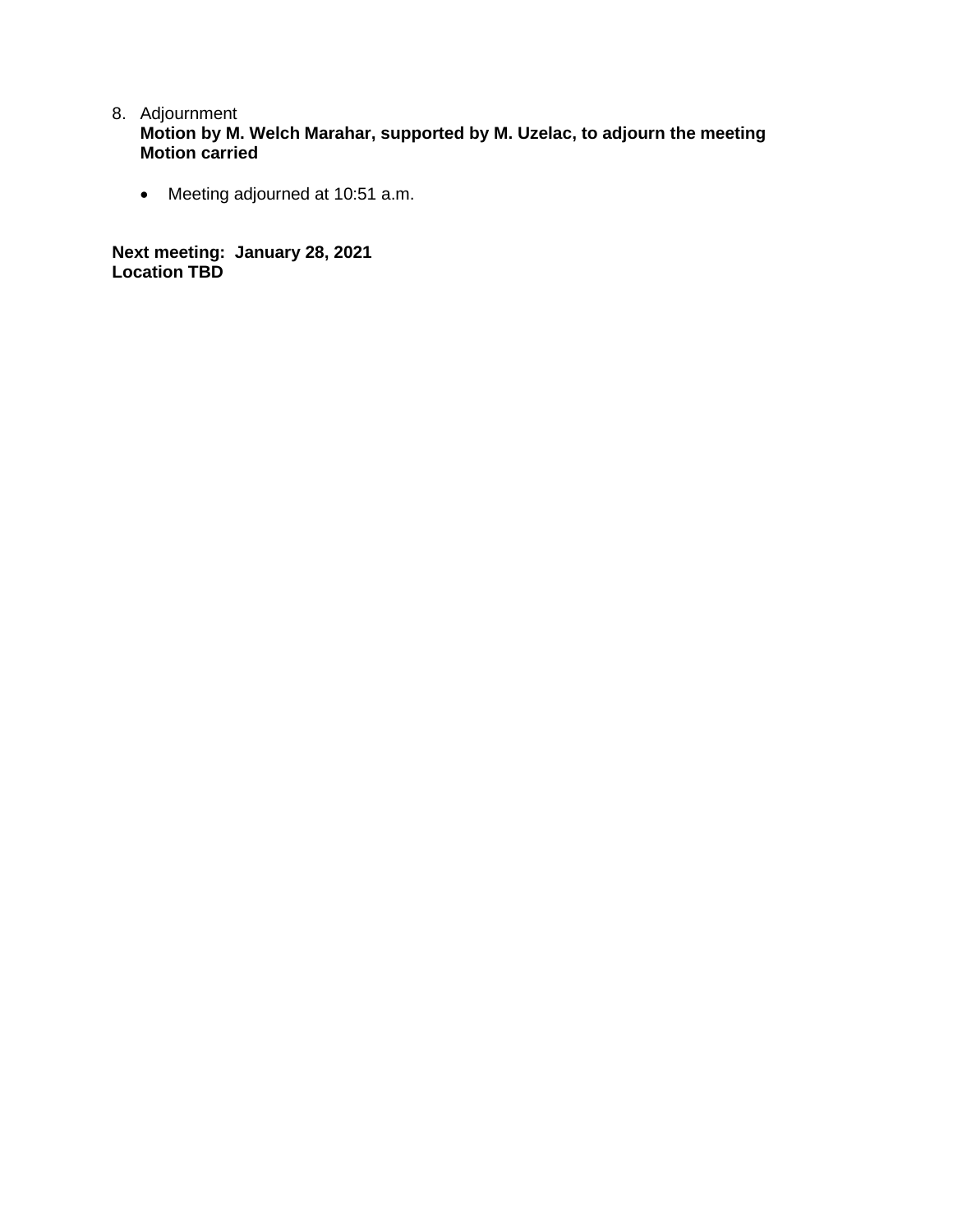8. Adjournment
   **Motion by M. Welch Marahar, supported by M. Uzelac, to adjourn the meeting**
   **Motion carried**

   - Meeting adjourned at 10:51 a.m.

**Next meeting: January 28, 2021**
**Location TBD**